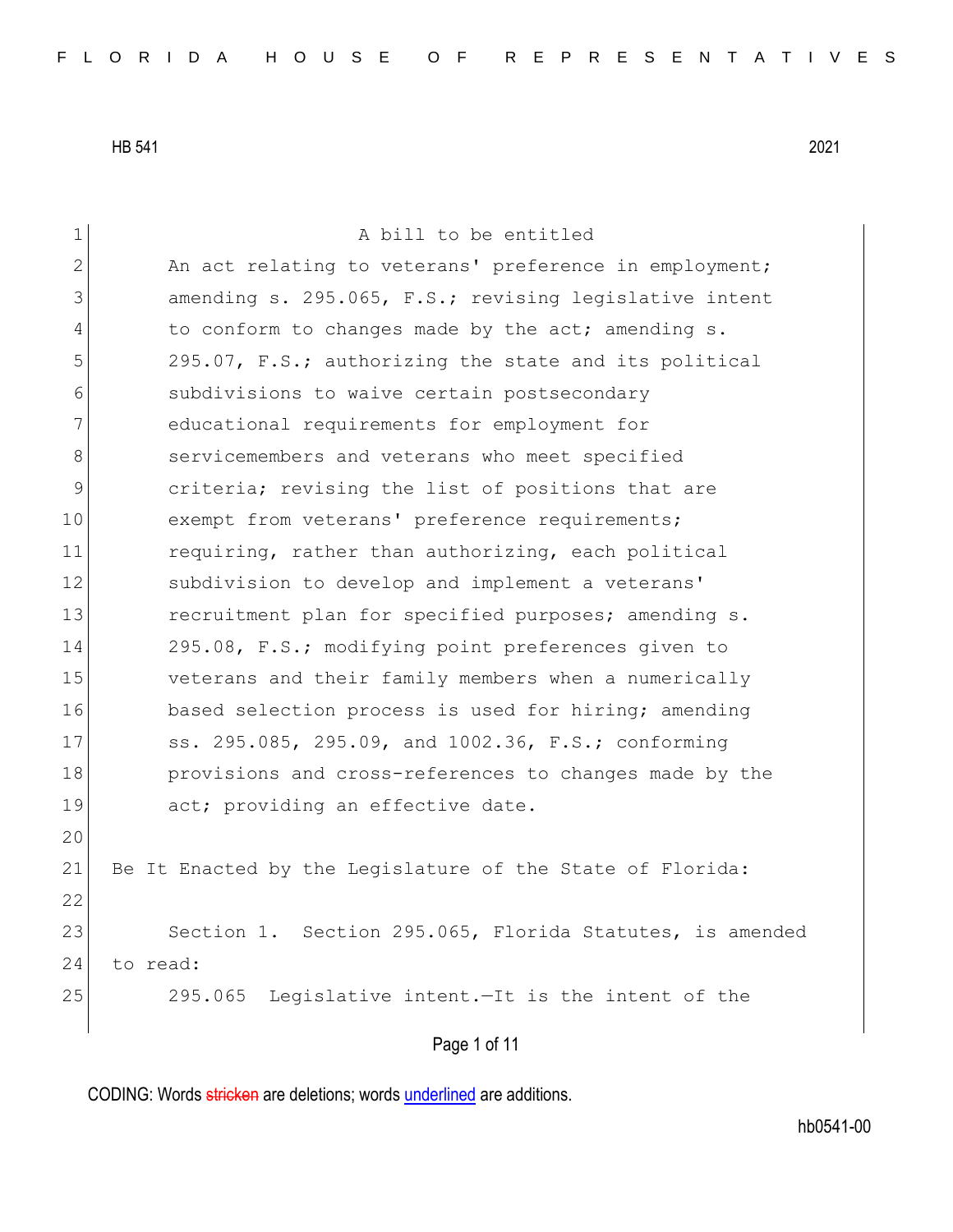HB 541 2021

A bill to be entitled

An act relating to veterans' preference in employment; amending s. 295.065, F.S.; revising legislative intent to conform to changes made by the act; amending s. 295.07, F.S.; authorizing the state and its political subdivisions to waive certain postsecondary educational requirements for employment for servicemembers and veterans who meet specified criteria; revising the list of positions that are exempt from veterans' preference requirements; requiring, rather than authorizing, each political subdivision to develop and implement a veterans' recruitment plan for specified purposes; amending s. 295.08, F.S.; modifying point preferences given to veterans and their family members when a numerically based selection process is used for hiring; amending ss. 295.085, 295.09, and 1002.36, F.S.; conforming provisions and cross-references to changes made by the act; providing an effective date.

Be It Enacted by the Legislature of the State of Florida:

Section 1. Section 295.065, Florida Statutes, is amended to read:

295.065 Legislative intent.—It is the intent of the

CODING: Words stricken are deletions; words underlined are additions.

hb0541-00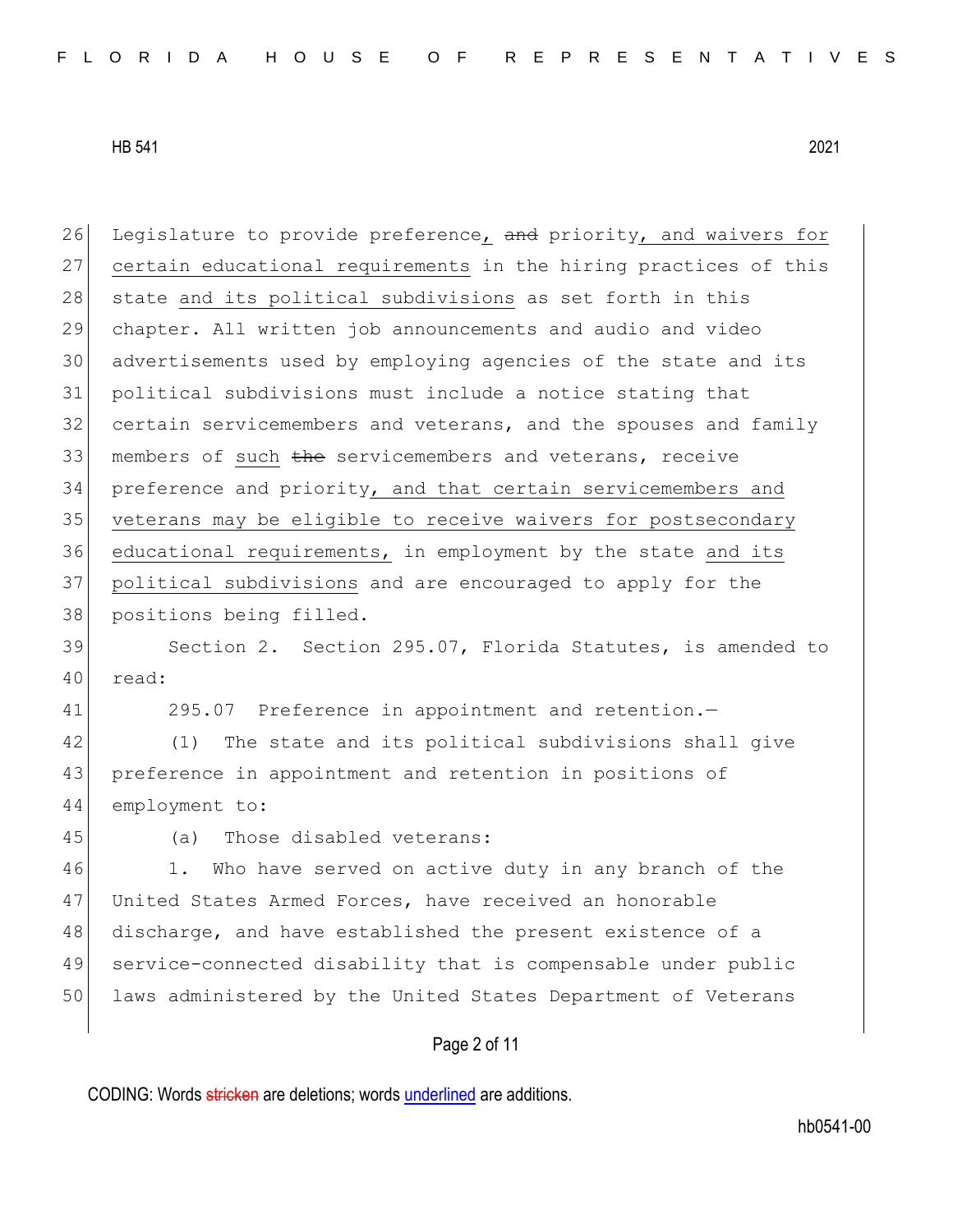Legislature to provide preference, ~~and~~ priority, and waivers for certain educational requirements in the hiring practices of this state and its political subdivisions as set forth in this chapter. All written job announcements and audio and video advertisements used by employing agencies of the state and its political subdivisions must include a notice stating that certain servicemembers and veterans, and the spouses and family members of such ~~the~~ servicemembers and veterans, receive preference and priority, and that certain servicemembers and veterans may be eligible to receive waivers for postsecondary educational requirements, in employment by the state and its political subdivisions and are encouraged to apply for the positions being filled.

Section 2. Section 295.07, Florida Statutes, is amended to read:

295.07 Preference in appointment and retention.—

(1) The state and its political subdivisions shall give preference in appointment and retention in positions of employment to:

(a) Those disabled veterans:

1. Who have served on active duty in any branch of the United States Armed Forces, have received an honorable discharge, and have established the present existence of a service-connected disability that is compensable under public laws administered by the United States Department of Veterans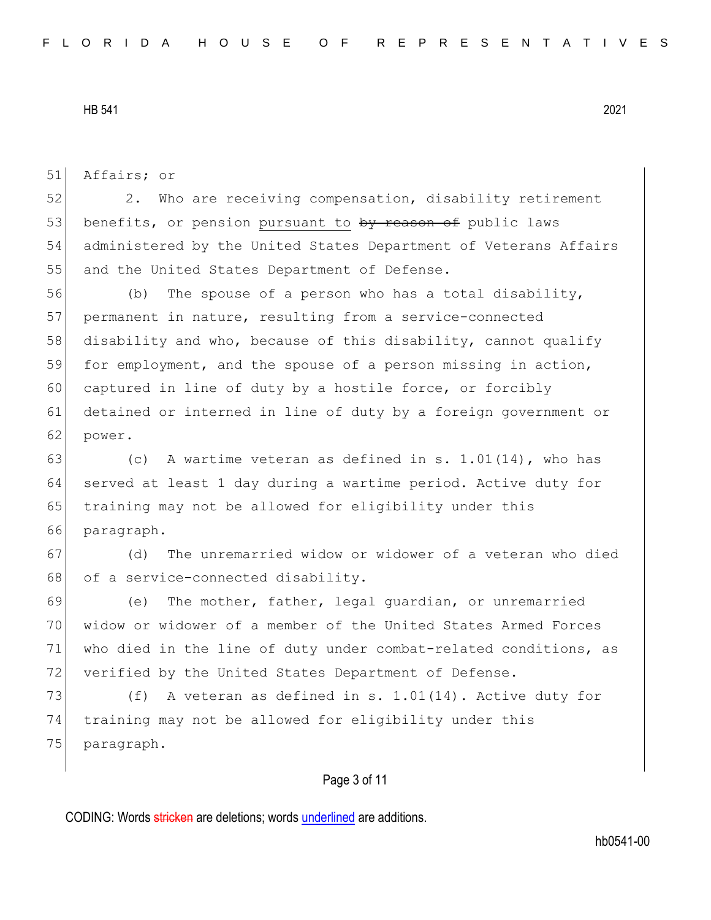Affairs; or

2. Who are receiving compensation, disability retirement benefits, or pension pursuant to ~~by reason of~~ public laws administered by the United States Department of Veterans Affairs and the United States Department of Defense.

(b) The spouse of a person who has a total disability, permanent in nature, resulting from a service-connected disability and who, because of this disability, cannot qualify for employment, and the spouse of a person missing in action, captured in line of duty by a hostile force, or forcibly detained or interned in line of duty by a foreign government or power.

(c) A wartime veteran as defined in s. 1.01(14), who has served at least 1 day during a wartime period. Active duty for training may not be allowed for eligibility under this paragraph.

(d) The unremarried widow or widower of a veteran who died of a service-connected disability.

(e) The mother, father, legal guardian, or unremarried widow or widower of a member of the United States Armed Forces who died in the line of duty under combat-related conditions, as verified by the United States Department of Defense.

(f) A veteran as defined in s. 1.01(14). Active duty for training may not be allowed for eligibility under this paragraph.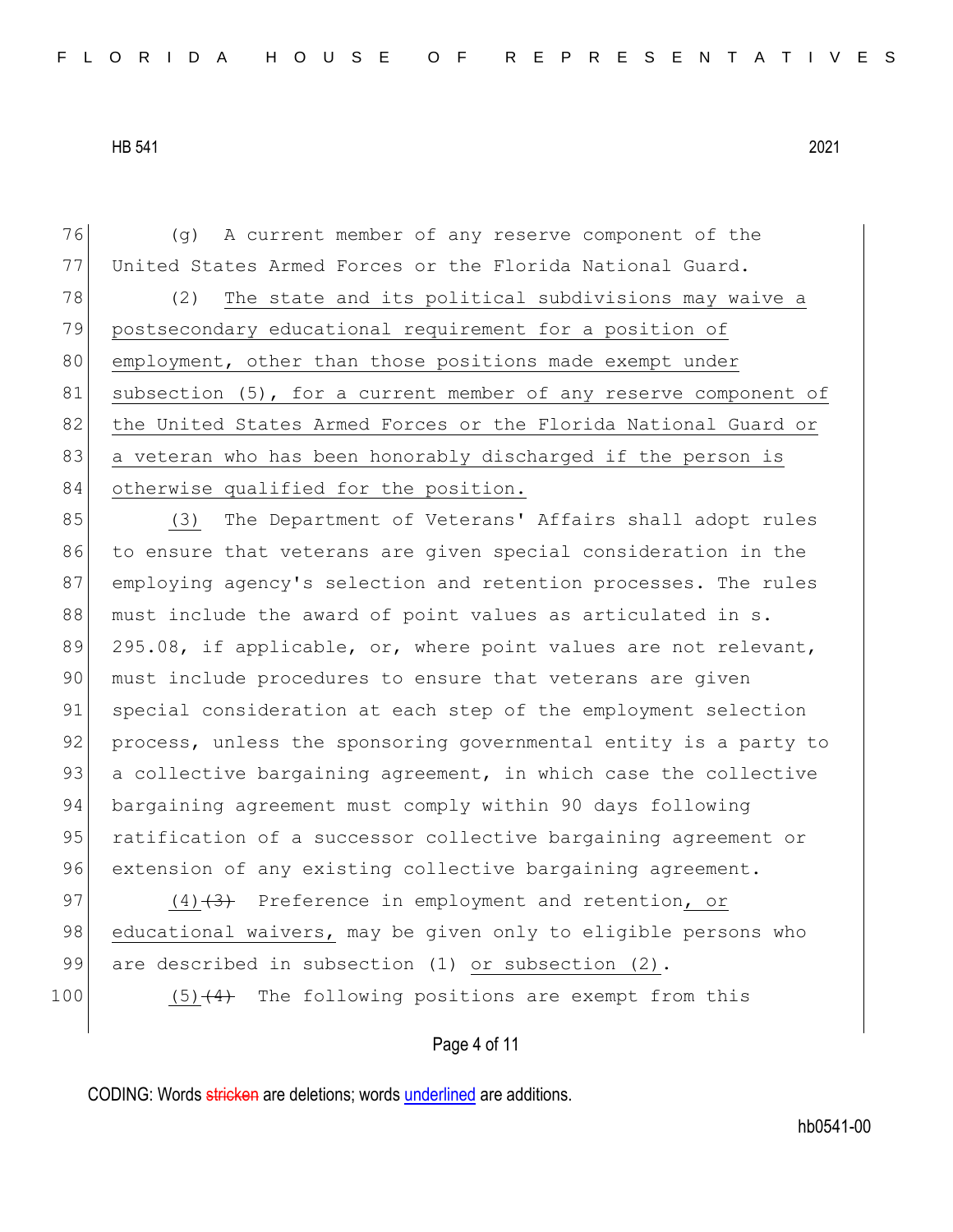(g) A current member of any reserve component of the United States Armed Forces or the Florida National Guard.

(2) The state and its political subdivisions may waive a postsecondary educational requirement for a position of employment, other than those positions made exempt under subsection (5), for a current member of any reserve component of the United States Armed Forces or the Florida National Guard or a veteran who has been honorably discharged if the person is otherwise qualified for the position.

(3) The Department of Veterans' Affairs shall adopt rules to ensure that veterans are given special consideration in the employing agency's selection and retention processes. The rules must include the award of point values as articulated in s. 295.08, if applicable, or, where point values are not relevant, must include procedures to ensure that veterans are given special consideration at each step of the employment selection process, unless the sponsoring governmental entity is a party to a collective bargaining agreement, in which case the collective bargaining agreement must comply within 90 days following ratification of a successor collective bargaining agreement or extension of any existing collective bargaining agreement.

(4) ~~(3)~~ Preference in employment and retention, or educational waivers, may be given only to eligible persons who are described in subsection (1) or subsection (2).

(5) ~~(4)~~ The following positions are exempt from this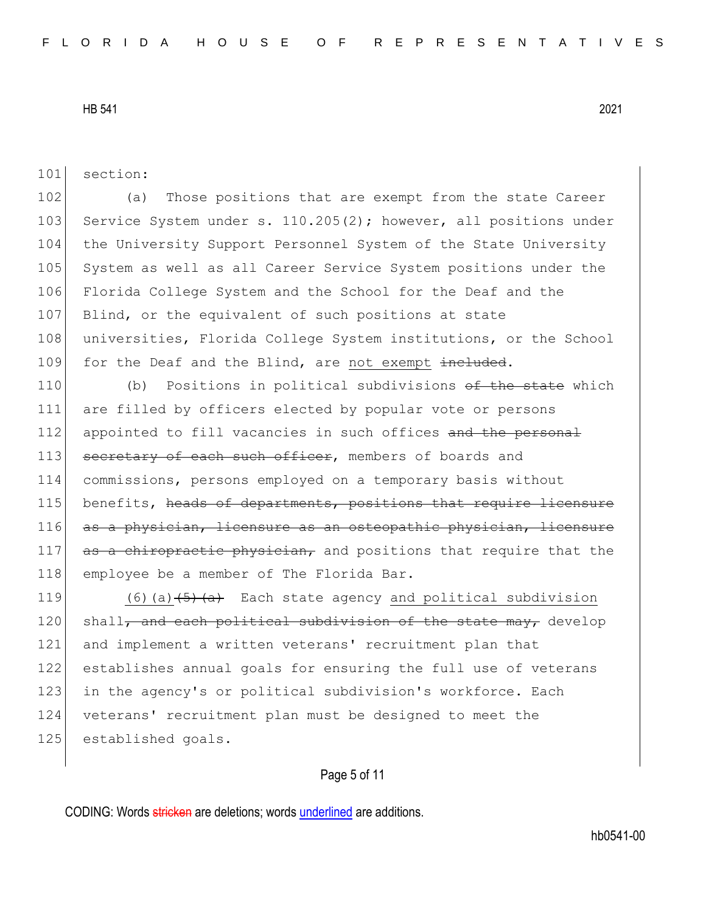section:

(a) Those positions that are exempt from the state Career Service System under s. 110.205(2); however, all positions under the University Support Personnel System of the State University System as well as all Career Service System positions under the Florida College System and the School for the Deaf and the Blind, or the equivalent of such positions at state universities, Florida College System institutions, or the School for the Deaf and the Blind, are <u>not exempt</u> ~~included~~.

(b) Positions in political subdivisions ~~of the state~~ which are filled by officers elected by popular vote or persons appointed to fill vacancies in such offices ~~and the personal secretary of each such officer~~, members of boards and commissions, persons employed on a temporary basis without benefits, ~~heads of departments, positions that require licensure as a physician, licensure as an osteopathic physician, licensure as a chiropractic physician,~~ and positions that require that the employee be a member of The Florida Bar.

<u>(6)(a)</u>~~(5)(a)~~ Each state agency <u>and political subdivision</u> shall~~, and each political subdivision of the state may,~~ develop and implement a written veterans' recruitment plan that establishes annual goals for ensuring the full use of veterans in the agency's or political subdivision's workforce. Each veterans' recruitment plan must be designed to meet the established goals.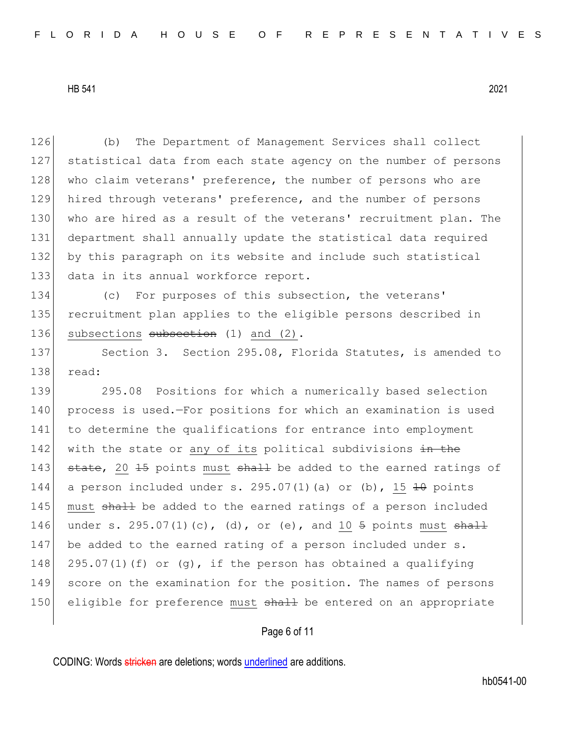(b) The Department of Management Services shall collect statistical data from each state agency on the number of persons who claim veterans' preference, the number of persons who are hired through veterans' preference, and the number of persons who are hired as a result of the veterans' recruitment plan. The department shall annually update the statistical data required by this paragraph on its website and include such statistical data in its annual workforce report.

(c) For purposes of this subsection, the veterans' recruitment plan applies to the eligible persons described in subsections ~~subsection~~ (1) and (2).

Section 3. Section 295.08, Florida Statutes, is amended to read:

295.08 Positions for which a numerically based selection process is used.—For positions for which an examination is used to determine the qualifications for entrance into employment with the state or any of its political subdivisions ~~in the state~~, 20 ~~15~~ points must ~~shall~~ be added to the earned ratings of a person included under s. 295.07(1)(a) or (b), 15 ~~10~~ points must ~~shall~~ be added to the earned ratings of a person included under s. 295.07(1)(c), (d), or (e), and 10 ~~5~~ points must ~~shall~~ be added to the earned rating of a person included under s. 295.07(1)(f) or (g), if the person has obtained a qualifying score on the examination for the position. The names of persons eligible for preference must ~~shall~~ be entered on an appropriate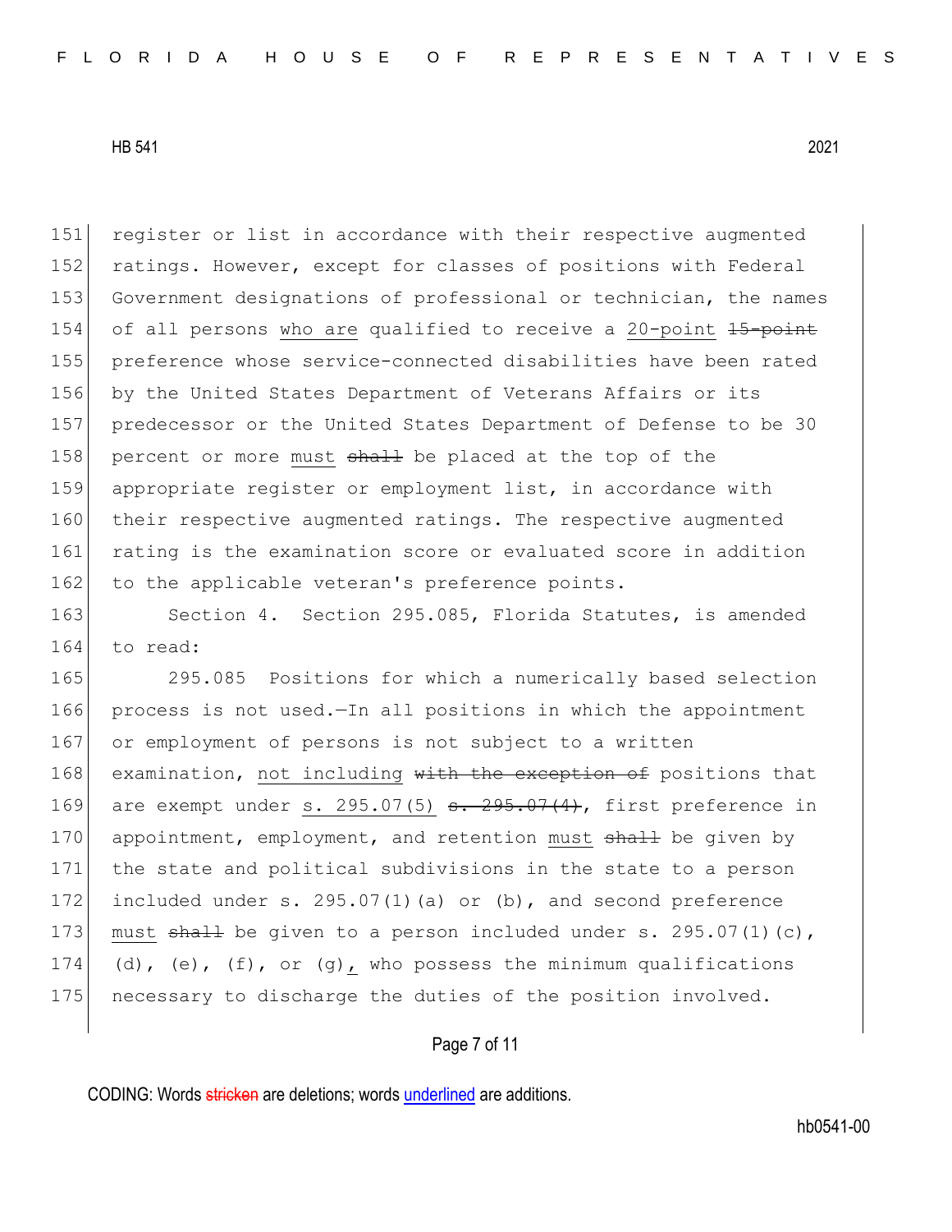register or list in accordance with their respective augmented ratings. However, except for classes of positions with Federal Government designations of professional or technician, the names of all persons <u>who are</u> qualified to receive a <u>20-point</u> ~~15-point~~ preference whose service-connected disabilities have been rated by the United States Department of Veterans Affairs or its predecessor or the United States Department of Defense to be 30 percent or more <u>must</u> ~~shall~~ be placed at the top of the appropriate register or employment list, in accordance with their respective augmented ratings. The respective augmented rating is the examination score or evaluated score in addition to the applicable veteran's preference points.

Section 4. Section 295.085, Florida Statutes, is amended to read:

295.085 Positions for which a numerically based selection process is not used.—In all positions in which the appointment or employment of persons is not subject to a written examination, <u>not including</u> ~~with the exception of~~ positions that are exempt under <u>s. 295.07(5)</u> ~~s. 295.07(4)~~, first preference in appointment, employment, and retention <u>must</u> ~~shall~~ be given by the state and political subdivisions in the state to a person included under s. 295.07(1)(a) or (b), and second preference <u>must</u> ~~shall~~ be given to a person included under s. 295.07(1)(c), (d), (e), (f), or (g)<u>,</u> who possess the minimum qualifications necessary to discharge the duties of the position involved.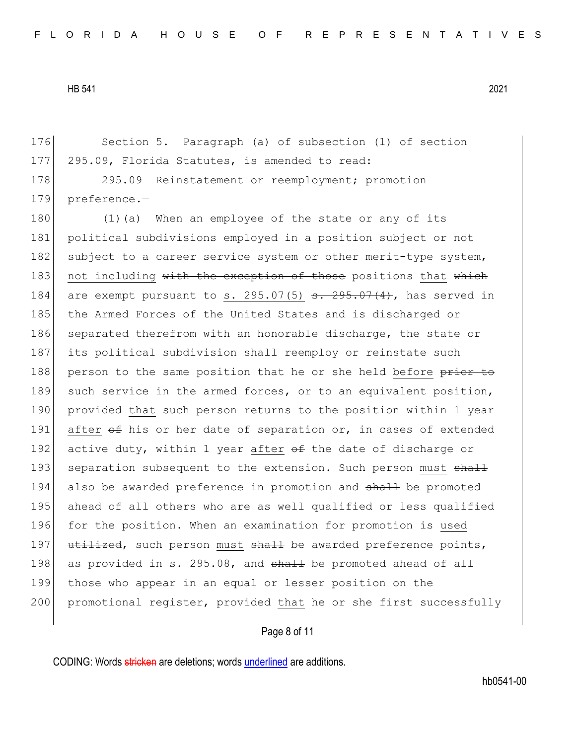Section 5. Paragraph (a) of subsection (1) of section 295.09, Florida Statutes, is amended to read:

295.09 Reinstatement or reemployment; promotion preference.—

(1)(a) When an employee of the state or any of its political subdivisions employed in a position subject or not subject to a career service system or other merit-type system, <u>not including</u> ~~with the exception of those~~ positions <u>that</u> ~~which~~ are exempt pursuant to <u>s. 295.07(5)</u> ~~s. 295.07(4)~~, has served in the Armed Forces of the United States and is discharged or separated therefrom with an honorable discharge, the state or its political subdivision shall reemploy or reinstate such person to the same position that he or she held <u>before</u> ~~prior to~~ such service in the armed forces, or to an equivalent position, provided <u>that</u> such person returns to the position within 1 year <u>after</u> ~~of~~ his or her date of separation or, in cases of extended active duty, within 1 year <u>after</u> ~~of~~ the date of discharge or separation subsequent to the extension. Such person <u>must</u> ~~shall~~ also be awarded preference in promotion and ~~shall~~ be promoted ahead of all others who are as well qualified or less qualified for the position. When an examination for promotion is <u>used</u> ~~utilized~~, such person <u>must</u> ~~shall~~ be awarded preference points, as provided in s. 295.08, and ~~shall~~ be promoted ahead of all those who appear in an equal or lesser position on the promotional register, provided <u>that</u> he or she first successfully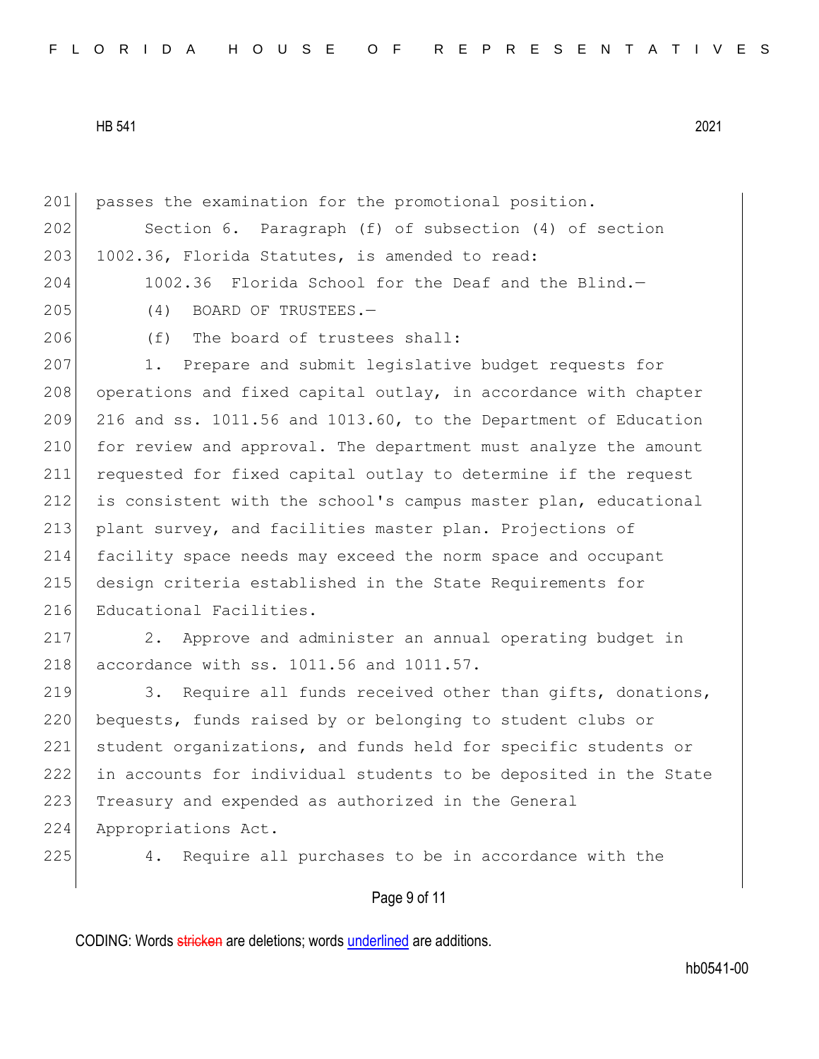passes the examination for the promotional position.

Section 6. Paragraph (f) of subsection (4) of section 1002.36, Florida Statutes, is amended to read:

1002.36 Florida School for the Deaf and the Blind.—

(4) BOARD OF TRUSTEES.—

(f) The board of trustees shall:

1. Prepare and submit legislative budget requests for operations and fixed capital outlay, in accordance with chapter 216 and ss. 1011.56 and 1013.60, to the Department of Education for review and approval. The department must analyze the amount requested for fixed capital outlay to determine if the request is consistent with the school's campus master plan, educational plant survey, and facilities master plan. Projections of facility space needs may exceed the norm space and occupant design criteria established in the State Requirements for Educational Facilities.

2. Approve and administer an annual operating budget in accordance with ss. 1011.56 and 1011.57.

3. Require all funds received other than gifts, donations, bequests, funds raised by or belonging to student clubs or student organizations, and funds held for specific students or in accounts for individual students to be deposited in the State Treasury and expended as authorized in the General Appropriations Act.

4. Require all purchases to be in accordance with the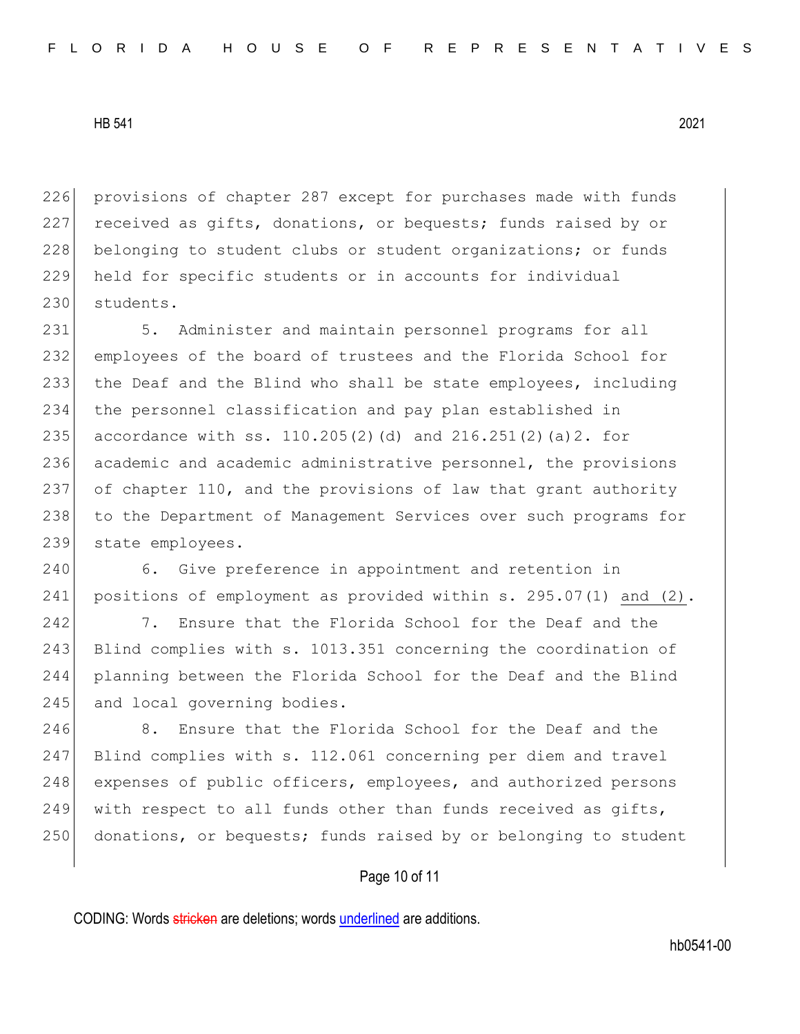provisions of chapter 287 except for purchases made with funds received as gifts, donations, or bequests; funds raised by or belonging to student clubs or student organizations; or funds held for specific students or in accounts for individual students.

5. Administer and maintain personnel programs for all employees of the board of trustees and the Florida School for the Deaf and the Blind who shall be state employees, including the personnel classification and pay plan established in accordance with ss. 110.205(2)(d) and 216.251(2)(a)2. for academic and academic administrative personnel, the provisions of chapter 110, and the provisions of law that grant authority to the Department of Management Services over such programs for state employees.

6. Give preference in appointment and retention in positions of employment as provided within s. 295.07(1) <u>and (2)</u>.

7. Ensure that the Florida School for the Deaf and the Blind complies with s. 1013.351 concerning the coordination of planning between the Florida School for the Deaf and the Blind and local governing bodies.

8. Ensure that the Florida School for the Deaf and the Blind complies with s. 112.061 concerning per diem and travel expenses of public officers, employees, and authorized persons with respect to all funds other than funds received as gifts, donations, or bequests; funds raised by or belonging to student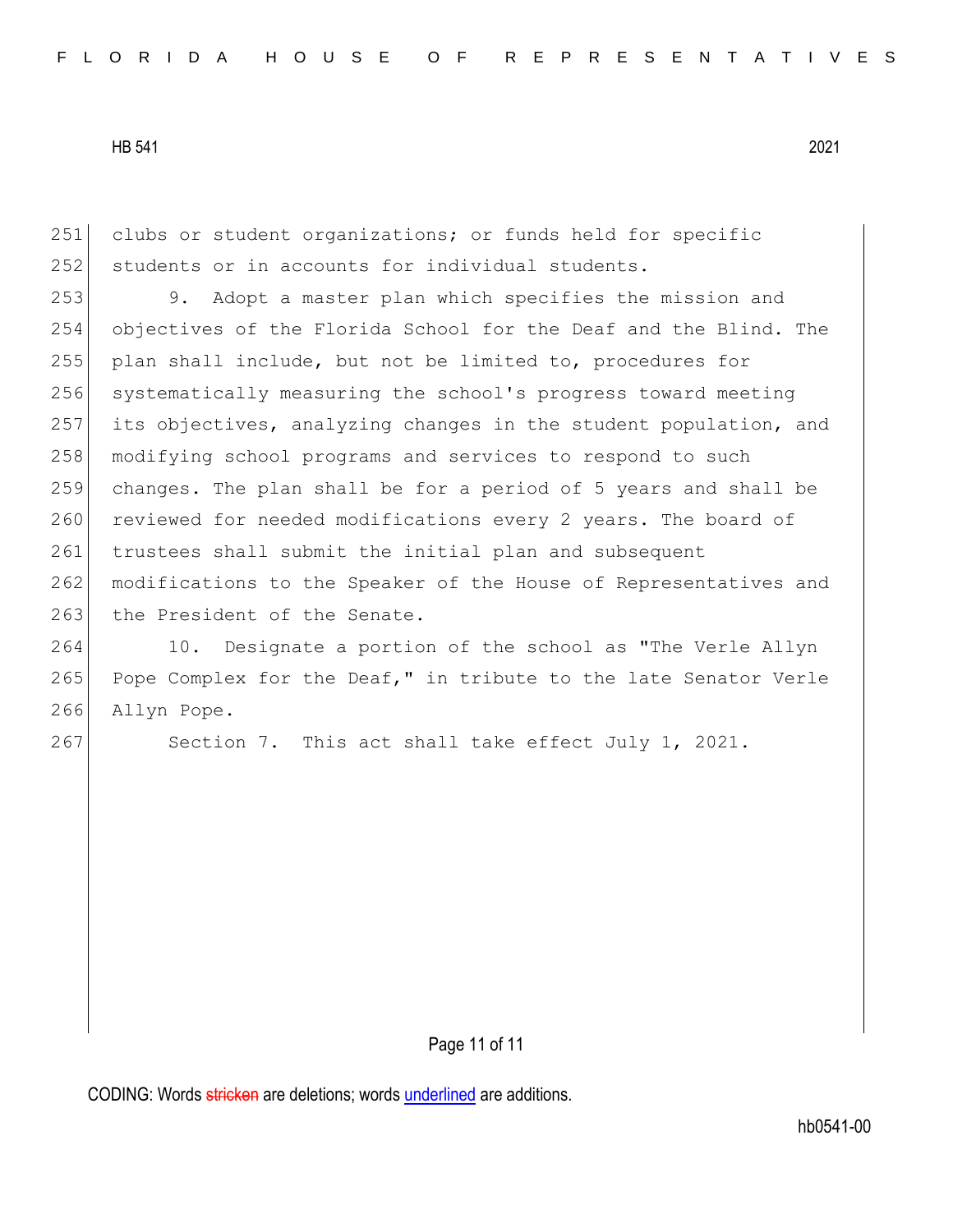clubs or student organizations; or funds held for specific students or in accounts for individual students.

9. Adopt a master plan which specifies the mission and objectives of the Florida School for the Deaf and the Blind. The plan shall include, but not be limited to, procedures for systematically measuring the school's progress toward meeting its objectives, analyzing changes in the student population, and modifying school programs and services to respond to such changes. The plan shall be for a period of 5 years and shall be reviewed for needed modifications every 2 years. The board of trustees shall submit the initial plan and subsequent modifications to the Speaker of the House of Representatives and the President of the Senate.

10. Designate a portion of the school as "The Verle Allyn Pope Complex for the Deaf," in tribute to the late Senator Verle Allyn Pope.

Section 7. This act shall take effect July 1, 2021.

CODING: Words stricken are deletions; words underlined are additions.